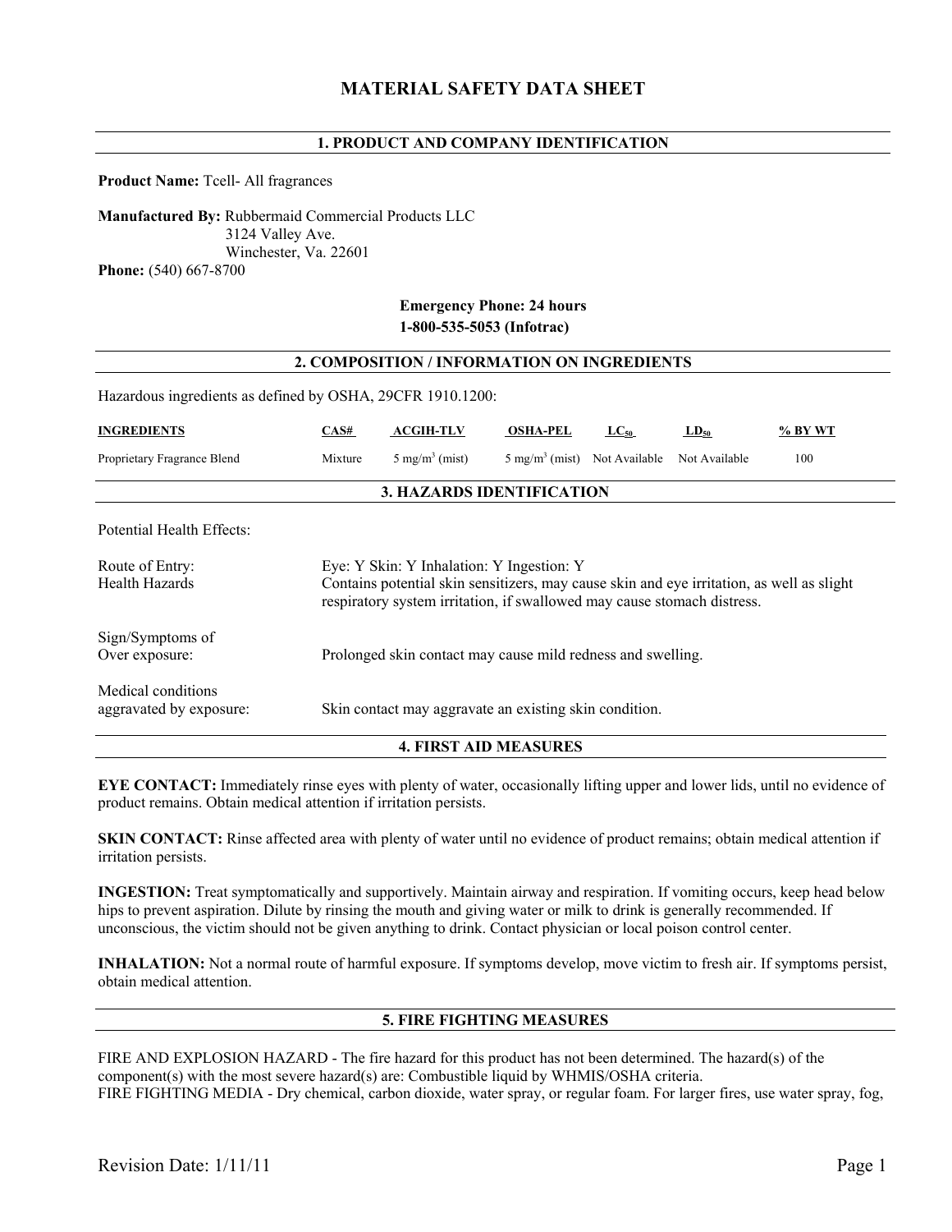# MATERIAL SAFETY DATA SHEET

## 1. PRODUCT AND COMPANY IDENTIFICATION

**Product Name:** Tcell- All fragrances

**Manufactured By:** Rubbermaid Commercial Products LLC
3124 Valley Ave.
Winchester, Va. 22601
**Phone:** (540) 667-8700

**Emergency Phone: 24 hours**
**1-800-535-5053 (Infotrac)**

## 2. COMPOSITION / INFORMATION ON INGREDIENTS

Hazardous ingredients as defined by OSHA, 29CFR 1910.1200:

| INGREDIENTS | CAS# | ACGIH-TLV | OSHA-PEL | $LC_{50}$ | $LD_{50}$ | % BY WT |
|---|---|---|---|---|---|---|
| Proprietary Fragrance Blend | Mixture | 5 mg/m$^3$ (mist) | 5 mg/m$^3$ (mist) | Not Available | Not Available | 100 |

## 3. HAZARDS IDENTIFICATION

Potential Health Effects:

| | |
|---|---|
| Route of Entry: | Eye: Y Skin: Y Inhalation: Y Ingestion: Y |
| Health Hazards | Contains potential skin sensitizers, may cause skin and eye irritation, as well as slight respiratory system irritation, if swallowed may cause stomach distress. |
| Sign/Symptoms of Over exposure: | Prolonged skin contact may cause mild redness and swelling. |
| Medical conditions aggravated by exposure: | Skin contact may aggravate an existing skin condition. |

## 4. FIRST AID MEASURES

**EYE CONTACT:** Immediately rinse eyes with plenty of water, occasionally lifting upper and lower lids, until no evidence of product remains. Obtain medical attention if irritation persists.

**SKIN CONTACT:** Rinse affected area with plenty of water until no evidence of product remains; obtain medical attention if irritation persists.

**INGESTION:** Treat symptomatically and supportively. Maintain airway and respiration. If vomiting occurs, keep head below hips to prevent aspiration. Dilute by rinsing the mouth and giving water or milk to drink is generally recommended. If unconscious, the victim should not be given anything to drink. Contact physician or local poison control center.

**INHALATION:** Not a normal route of harmful exposure. If symptoms develop, move victim to fresh air. If symptoms persist, obtain medical attention.

## 5. FIRE FIGHTING MEASURES

FIRE AND EXPLOSION HAZARD - The fire hazard for this product has not been determined. The hazard(s) of the component(s) with the most severe hazard(s) are: Combustible liquid by WHMIS/OSHA criteria.
FIRE FIGHTING MEDIA - Dry chemical, carbon dioxide, water spray, or regular foam. For larger fires, use water spray, fog,

Revision Date: 1/11/11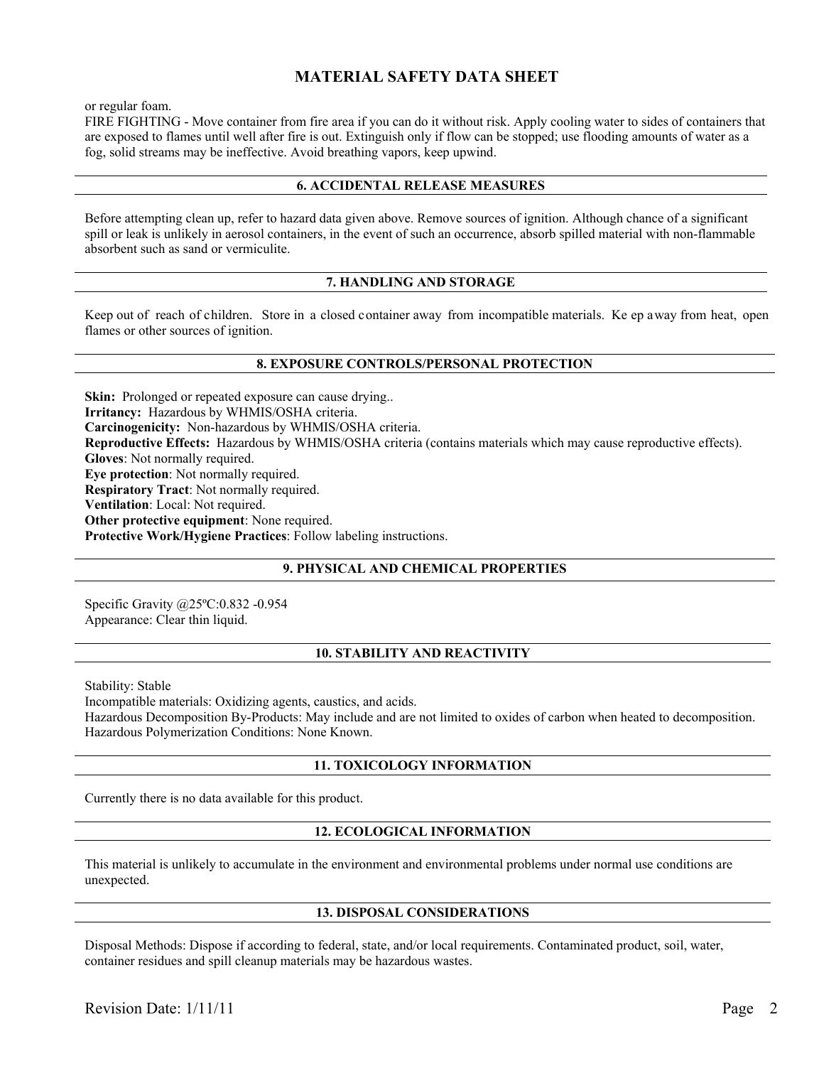# MATERIAL SAFETY DATA SHEET

or regular foam.

FIRE FIGHTING - Move container from fire area if you can do it without risk. Apply cooling water to sides of containers that are exposed to flames until well after fire is out. Extinguish only if flow can be stopped; use flooding amounts of water as a fog, solid streams may be ineffective. Avoid breathing vapors, keep upwind.

## 6. ACCIDENTAL RELEASE MEASURES

Before attempting clean up, refer to hazard data given above. Remove sources of ignition. Although chance of a significant spill or leak is unlikely in aerosol containers, in the event of such an occurrence, absorb spilled material with non-flammable absorbent such as sand or vermiculite.

## 7. HANDLING AND STORAGE

Keep out of reach of children. Store in a closed container away from incompatible materials. Ke ep away from heat, open flames or other sources of ignition.

## 8. EXPOSURE CONTROLS/PERSONAL PROTECTION

**Skin:** Prolonged or repeated exposure can cause drying..
**Irritancy:** Hazardous by WHMIS/OSHA criteria.
**Carcinogenicity:** Non-hazardous by WHMIS/OSHA criteria.
**Reproductive Effects:** Hazardous by WHMIS/OSHA criteria (contains materials which may cause reproductive effects).
**Gloves**: Not normally required.
**Eye protection**: Not normally required.
**Respiratory Tract**: Not normally required.
**Ventilation**: Local: Not required.
**Other protective equipment**: None required.
**Protective Work/Hygiene Practices**: Follow labeling instructions.

## 9. PHYSICAL AND CHEMICAL PROPERTIES

Specific Gravity @25ºC:0.832 -0.954
Appearance: Clear thin liquid.

## 10. STABILITY AND REACTIVITY

Stability: Stable
Incompatible materials: Oxidizing agents, caustics, and acids.
Hazardous Decomposition By-Products: May include and are not limited to oxides of carbon when heated to decomposition.
Hazardous Polymerization Conditions: None Known.

## 11. TOXICOLOGY INFORMATION

Currently there is no data available for this product.

## 12. ECOLOGICAL INFORMATION

This material is unlikely to accumulate in the environment and environmental problems under normal use conditions are unexpected.

## 13. DISPOSAL CONSIDERATIONS

Disposal Methods: Dispose if according to federal, state, and/or local requirements. Contaminated product, soil, water, container residues and spill cleanup materials may be hazardous wastes.

Revision Date: 1/11/11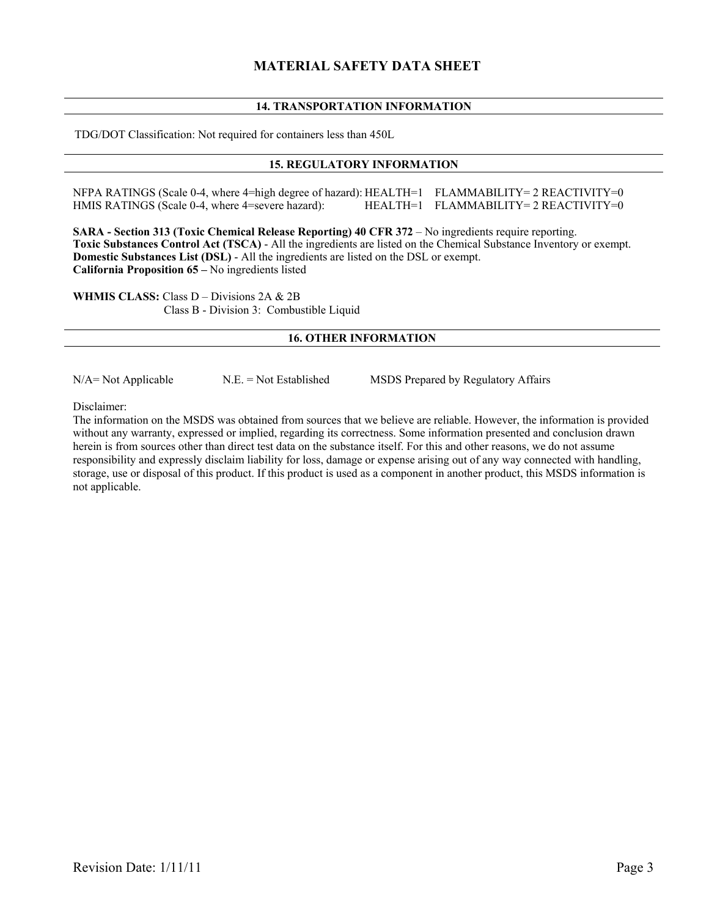# MATERIAL SAFETY DATA SHEET

## 14. TRANSPORTATION INFORMATION

TDG/DOT Classification: Not required for containers less than 450L

## 15. REGULATORY INFORMATION

NFPA RATINGS (Scale 0-4, where 4=high degree of hazard): HEALTH=1 FLAMMABILITY= 2 REACTIVITY=0
HMIS RATINGS (Scale 0-4, where 4=severe hazard): HEALTH=1 FLAMMABILITY= 2 REACTIVITY=0

**SARA - Section 313 (Toxic Chemical Release Reporting) 40 CFR 372** – No ingredients require reporting.
**Toxic Substances Control Act (TSCA)** - All the ingredients are listed on the Chemical Substance Inventory or exempt.
**Domestic Substances List (DSL)** - All the ingredients are listed on the DSL or exempt.
**California Proposition 65 –** No ingredients listed

**WHMIS CLASS:** Class D – Divisions 2A & 2B
Class B - Division 3: Combustible Liquid

## 16. OTHER INFORMATION

N/A= Not Applicable N.E. = Not Established MSDS Prepared by Regulatory Affairs

Disclaimer:
The information on the MSDS was obtained from sources that we believe are reliable. However, the information is provided without any warranty, expressed or implied, regarding its correctness. Some information presented and conclusion drawn herein is from sources other than direct test data on the substance itself. For this and other reasons, we do not assume responsibility and expressly disclaim liability for loss, damage or expense arising out of any way connected with handling, storage, use or disposal of this product. If this product is used as a component in another product, this MSDS information is not applicable.

Revision Date: 1/11/11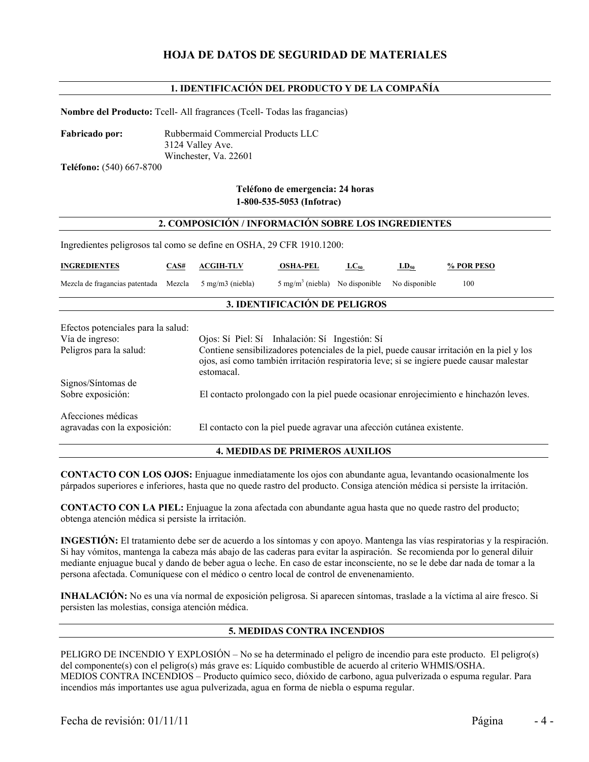# HOJA DE DATOS DE SEGURIDAD DE MATERIALES

## 1. IDENTIFICACIÓN DEL PRODUCTO Y DE LA COMPAÑÍA

**Nombre del Producto:** Tcell- All fragrances (Tcell- Todas las fragancias)

**Fabricado por:** Rubbermaid Commercial Products LLC
3124 Valley Ave.
Winchester, Va. 22601

**Teléfono:** (540) 667-8700

**Teléfono de emergencia: 24 horas**
**1-800-535-5053 (Infotrac)**

## 2. COMPOSICIÓN / INFORMACIÓN SOBRE LOS INGREDIENTES

Ingredientes peligrosos tal como se define en OSHA, 29 CFR 1910.1200:

| INGREDIENTES | CAS# | ACGIH-TLV | OSHA-PEL | $LC_{50}$ | $LD_{50}$ | % POR PESO |
|---|---|---|---|---|---|---|
| Mezcla de fragancias patentada | Mezcla | 5 mg/m3 (niebla) | 5 mg/$m^3$ (niebla) | No disponible | No disponible | 100 |

## 3. IDENTIFICACIÓN DE PELIGROS

Efectos potenciales para la salud:

Vía de ingreso: Ojos: Sí Piel: Sí Inhalación: Sí Ingestión: Sí

Peligros para la salud: Contiene sensibilizadores potenciales de la piel, puede causar irritación en la piel y los ojos, así como también irritación respiratoria leve; si se ingiere puede causar malestar estomacal.

Signos/Síntomas de Sobre exposición: El contacto prolongado con la piel puede ocasionar enrojecimiento e hinchazón leves.

Afecciones médicas agravadas con la exposición: El contacto con la piel puede agravar una afección cutánea existente.

## 4. MEDIDAS DE PRIMEROS AUXILIOS

**CONTACTO CON LOS OJOS:** Enjuague inmediatamente los ojos con abundante agua, levantando ocasionalmente los párpados superiores e inferiores, hasta que no quede rastro del producto. Consiga atención médica si persiste la irritación.

**CONTACTO CON LA PIEL:** Enjuague la zona afectada con abundante agua hasta que no quede rastro del producto; obtenga atención médica si persiste la irritación.

**INGESTIÓN:** El tratamiento debe ser de acuerdo a los síntomas y con apoyo. Mantenga las vías respiratorias y la respiración. Si hay vómitos, mantenga la cabeza más abajo de las caderas para evitar la aspiración. Se recomienda por lo general diluir mediante enjuague bucal y dando de beber agua o leche. En caso de estar inconsciente, no se le debe dar nada de tomar a la persona afectada. Comuníquese con el médico o centro local de control de envenenamiento.

**INHALACIÓN:** No es una vía normal de exposición peligrosa. Si aparecen síntomas, traslade a la víctima al aire fresco. Si persisten las molestias, consiga atención médica.

## 5. MEDIDAS CONTRA INCENDIOS

PELIGRO DE INCENDIO Y EXPLOSIÓN – No se ha determinado el peligro de incendio para este producto. El peligro(s) del componente(s) con el peligro(s) más grave es: Líquido combustible de acuerdo al criterio WHMIS/OSHA.
MEDIOS CONTRA INCENDIOS – Producto químico seco, dióxido de carbono, agua pulverizada o espuma regular. Para incendios más importantes use agua pulverizada, agua en forma de niebla o espuma regular.

Fecha de revisión: 01/11/11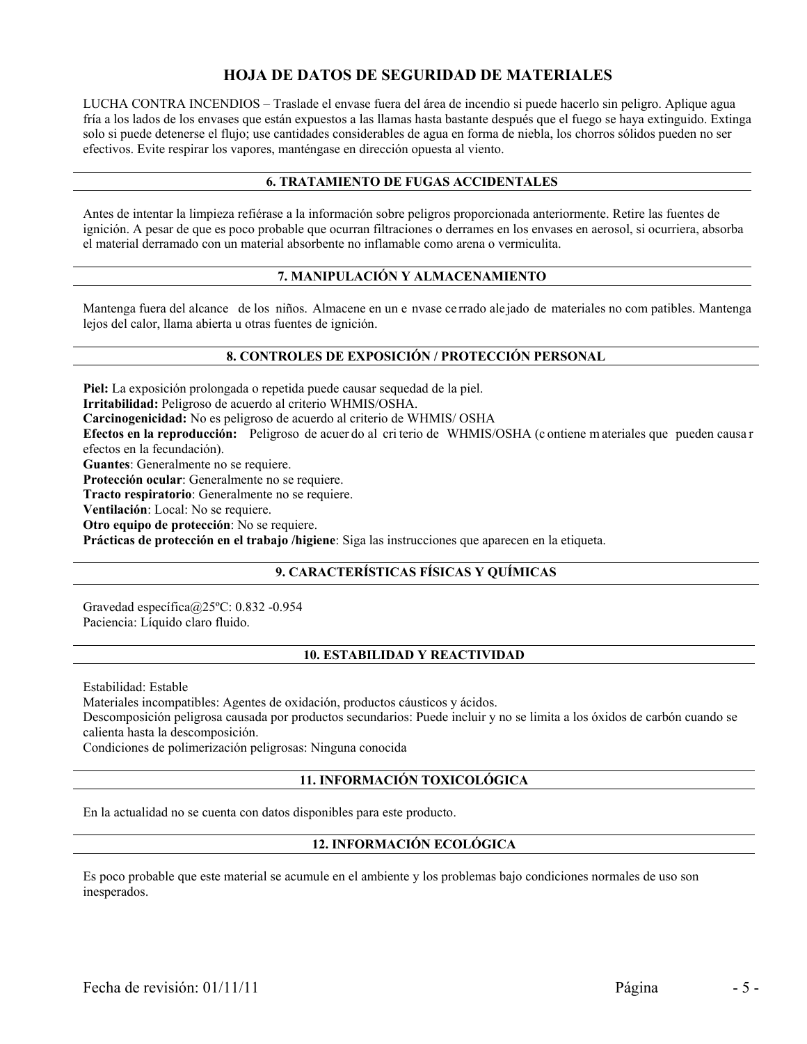# HOJA DE DATOS DE SEGURIDAD DE MATERIALES

LUCHA CONTRA INCENDIOS – Traslade el envase fuera del área de incendio si puede hacerlo sin peligro. Aplique agua fría a los lados de los envases que están expuestos a las llamas hasta bastante después que el fuego se haya extinguido. Extinga solo si puede detenerse el flujo; use cantidades considerables de agua en forma de niebla, los chorros sólidos pueden no ser efectivos. Evite respirar los vapores, manténgase en dirección opuesta al viento.

## 6. TRATAMIENTO DE FUGAS ACCIDENTALES

Antes de intentar la limpieza refiérase a la información sobre peligros proporcionada anteriormente. Retire las fuentes de ignición. A pesar de que es poco probable que ocurran filtraciones o derrames en los envases en aerosol, si ocurriera, absorba el material derramado con un material absorbente no inflamable como arena o vermiculita.

## 7. MANIPULACIÓN Y ALMACENAMIENTO

Mantenga fuera del alcance de los niños. Almacene en un envase cerrado alejado de materiales no compatibles. Mantenga lejos del calor, llama abierta u otras fuentes de ignición.

## 8. CONTROLES DE EXPOSICIÓN / PROTECCIÓN PERSONAL

**Piel:** La exposición prolongada o repetida puede causar sequedad de la piel.
**Irritabilidad:** Peligroso de acuerdo al criterio WHMIS/OSHA.
**Carcinogenicidad:** No es peligroso de acuerdo al criterio de WHMIS/ OSHA
**Efectos en la reproducción:** Peligroso de acuerdo al criterio de WHMIS/OSHA (contiene materiales que pueden causar efectos en la fecundación).
**Guantes**: Generalmente no se requiere.
**Protección ocular**: Generalmente no se requiere.
**Tracto respiratorio**: Generalmente no se requiere.
**Ventilación**: Local: No se requiere.
**Otro equipo de protección**: No se requiere.
**Prácticas de protección en el trabajo /higiene**: Siga las instrucciones que aparecen en la etiqueta.

## 9. CARACTERÍSTICAS FÍSICAS Y QUÍMICAS

Gravedad específica@25ºC: 0.832 -0.954
Paciencia: Líquido claro fluido.

## 10. ESTABILIDAD Y REACTIVIDAD

Estabilidad: Estable
Materiales incompatibles: Agentes de oxidación, productos cáusticos y ácidos.
Descomposición peligrosa causada por productos secundarios: Puede incluir y no se limita a los óxidos de carbón cuando se calienta hasta la descomposición.
Condiciones de polimerización peligrosas: Ninguna conocida

## 11. INFORMACIÓN TOXICOLÓGICA

En la actualidad no se cuenta con datos disponibles para este producto.

## 12. INFORMACIÓN ECOLÓGICA

Es poco probable que este material se acumule en el ambiente y los problemas bajo condiciones normales de uso son inesperados.

Fecha de revisión: 01/11/11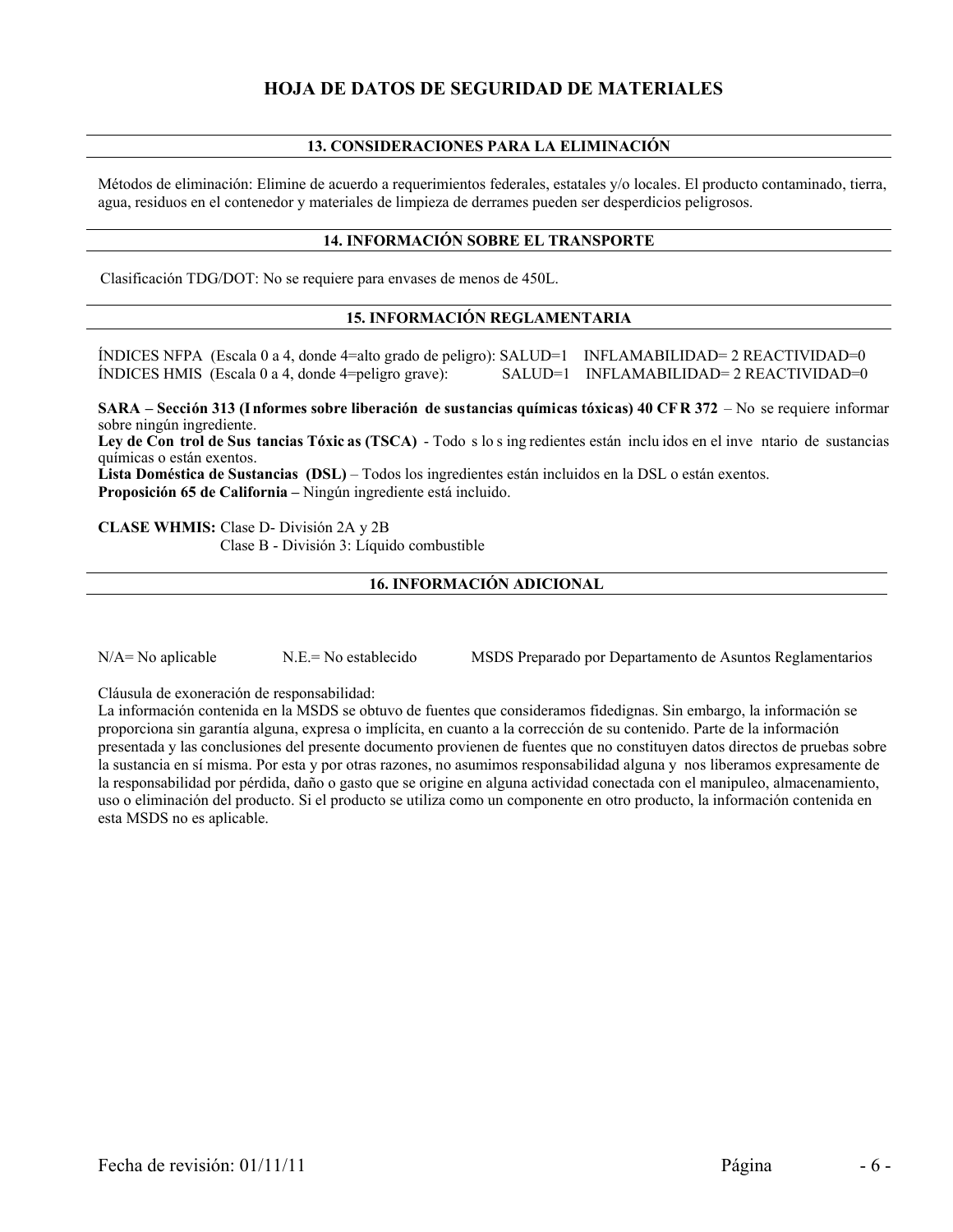# HOJA DE DATOS DE SEGURIDAD DE MATERIALES

## 13. CONSIDERACIONES PARA LA ELIMINACIÓN

Métodos de eliminación: Elimine de acuerdo a requerimientos federales, estatales y/o locales. El producto contaminado, tierra, agua, residuos en el contenedor y materiales de limpieza de derrames pueden ser desperdicios peligrosos.

## 14. INFORMACIÓN SOBRE EL TRANSPORTE

Clasificación TDG/DOT: No se requiere para envases de menos de 450L.

## 15. INFORMACIÓN REGLAMENTARIA

ÍNDICES NFPA (Escala 0 a 4, donde 4=alto grado de peligro): SALUD=1 INFLAMABILIDAD= 2 REACTIVIDAD=0
ÍNDICES HMIS (Escala 0 a 4, donde 4=peligro grave): SALUD=1 INFLAMABILIDAD= 2 REACTIVIDAD=0

**SARA – Sección 313 (Informes sobre liberación de sustancias químicas tóxicas) 40 CFR 372** – No se requiere informar sobre ningún ingrediente.
**Ley de Control de Sustancias Tóxicas (TSCA)** - Todos los ingredientes están incluidos en el inventario de sustancias químicas o están exentos.
**Lista Doméstica de Sustancias (DSL)** – Todos los ingredientes están incluidos en la DSL o están exentos.
**Proposición 65 de California –** Ningún ingrediente está incluido.

**CLASE WHMIS:** Clase D- División 2A y 2B
Clase B - División 3: Líquido combustible

## 16. INFORMACIÓN ADICIONAL

N/A= No aplicable N.E.= No establecido MSDS Preparado por Departamento de Asuntos Reglamentarios

Cláusula de exoneración de responsabilidad:
La información contenida en la MSDS se obtuvo de fuentes que consideramos fidedignas. Sin embargo, la información se proporciona sin garantía alguna, expresa o implícita, en cuanto a la corrección de su contenido. Parte de la información presentada y las conclusiones del presente documento provienen de fuentes que no constituyen datos directos de pruebas sobre la sustancia en sí misma. Por esta y por otras razones, no asumimos responsabilidad alguna y nos liberamos expresamente de la responsabilidad por pérdida, daño o gasto que se origine en alguna actividad conectada con el manipuleo, almacenamiento, uso o eliminación del producto. Si el producto se utiliza como un componente en otro producto, la información contenida en esta MSDS no es aplicable.

Fecha de revisión: 01/11/11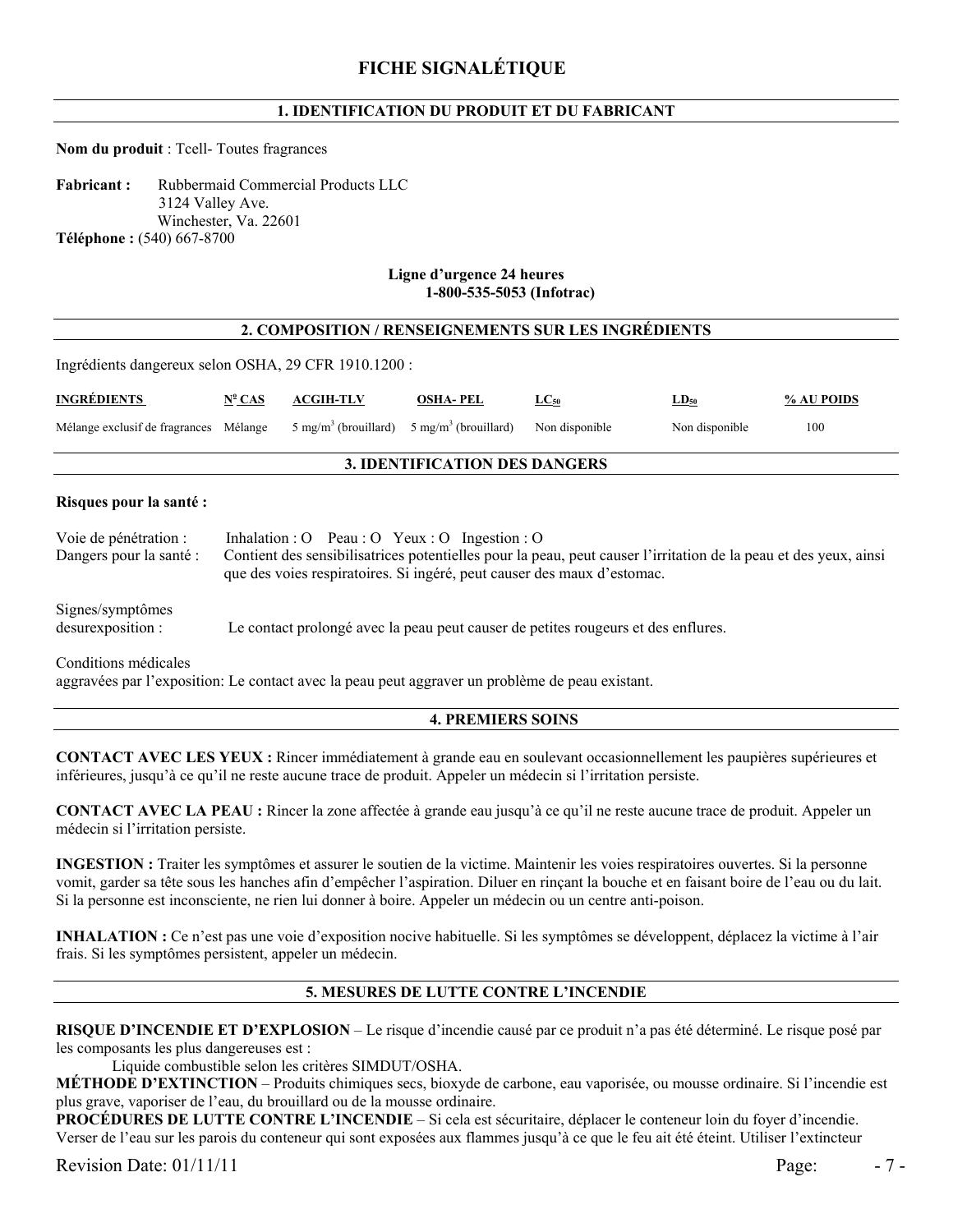# FICHE SIGNALÉTIQUE

## 1. IDENTIFICATION DU PRODUIT ET DU FABRICANT

**Nom du produit** : Tcell- Toutes fragrances

**Fabricant :** Rubbermaid Commercial Products LLC
3124 Valley Ave.
Winchester, Va. 22601

**Téléphone :** (540) 667-8700

**Ligne d'urgence 24 heures**
**1-800-535-5053 (Infotrac)**

## 2. COMPOSITION / RENSEIGNEMENTS SUR LES INGRÉDIENTS

Ingrédients dangereux selon OSHA, 29 CFR 1910.1200 :

| INGRÉDIENTS | Nº CAS | ACGIH-TLV | OSHA- PEL | $LC_{50}$ | $LD_{50}$ | % AU POIDS |
|---|---|---|---|---|---|---|
| Mélange exclusif de fragrances | Mélange | 5 mg/m$^3$ (brouillard) | 5 mg/m$^3$ (brouillard) | Non disponible | Non disponible | 100 |

## 3. IDENTIFICATION DES DANGERS

**Risques pour la santé :**

Voie de pénétration : Inhalation : O Peau : O Yeux : O Ingestion : O

Dangers pour la santé : Contient des sensibilisatrices potentielles pour la peau, peut causer l'irritation de la peau et des yeux, ainsi que des voies respiratoires. Si ingéré, peut causer des maux d'estomac.

Signes/symptômes desurexposition : Le contact prolongé avec la peau peut causer de petites rougeurs et des enflures.

Conditions médicales aggravées par l'exposition: Le contact avec la peau peut aggraver un problème de peau existant.

## 4. PREMIERS SOINS

**CONTACT AVEC LES YEUX :** Rincer immédiatement à grande eau en soulevant occasionnellement les paupières supérieures et inférieures, jusqu'à ce qu'il ne reste aucune trace de produit. Appeler un médecin si l'irritation persiste.

**CONTACT AVEC LA PEAU :** Rincer la zone affectée à grande eau jusqu'à ce qu'il ne reste aucune trace de produit. Appeler un médecin si l'irritation persiste.

**INGESTION :** Traiter les symptômes et assurer le soutien de la victime. Maintenir les voies respiratoires ouvertes. Si la personne vomit, garder sa tête sous les hanches afin d'empêcher l'aspiration. Diluer en rinçant la bouche et en faisant boire de l'eau ou du lait. Si la personne est inconsciente, ne rien lui donner à boire. Appeler un médecin ou un centre anti-poison.

**INHALATION :** Ce n'est pas une voie d'exposition nocive habituelle. Si les symptômes se développent, déplacez la victime à l'air frais. Si les symptômes persistent, appeler un médecin.

## 5. MESURES DE LUTTE CONTRE L'INCENDIE

**RISQUE D'INCENDIE ET D'EXPLOSION** – Le risque d'incendie causé par ce produit n'a pas été déterminé. Le risque posé par les composants les plus dangereuses est :
Liquide combustible selon les critères SIMDUT/OSHA.

**MÉTHODE D'EXTINCTION** – Produits chimiques secs, bioxyde de carbone, eau vaporisée, ou mousse ordinaire. Si l'incendie est plus grave, vaporiser de l'eau, du brouillard ou de la mousse ordinaire.

**PROCÉDURES DE LUTTE CONTRE L'INCENDIE** – Si cela est sécuritaire, déplacer le conteneur loin du foyer d'incendie. Verser de l'eau sur les parois du conteneur qui sont exposées aux flammes jusqu'à ce que le feu ait été éteint. Utiliser l'extincteur

Revision Date: 01/11/11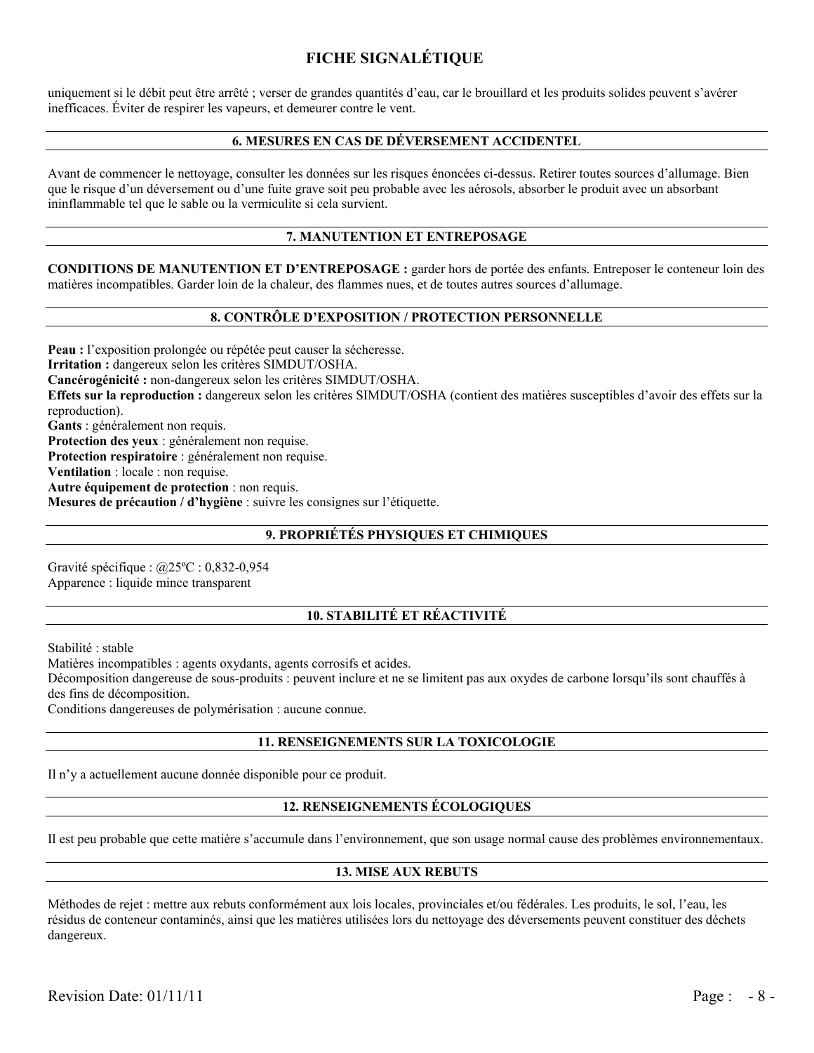uniquement si le débit peut être arrêté ; verser de grandes quantités d'eau, car le brouillard et les produits solides peuvent s'avérer inefficaces. Éviter de respirer les vapeurs, et demeurer contre le vent.

## 6. MESURES EN CAS DE DÉVERSEMENT ACCIDENTEL

Avant de commencer le nettoyage, consulter les données sur les risques énoncées ci-dessus. Retirer toutes sources d'allumage. Bien que le risque d'un déversement ou d'une fuite grave soit peu probable avec les aérosols, absorber le produit avec un absorbant ininflammable tel que le sable ou la vermiculite si cela survient.

## 7. MANUTENTION ET ENTREPOSAGE

**CONDITIONS DE MANUTENTION ET D'ENTREPOSAGE :** garder hors de portée des enfants. Entreposer le conteneur loin des matières incompatibles. Garder loin de la chaleur, des flammes nues, et de toutes autres sources d'allumage.

## 8. CONTRÔLE D'EXPOSITION / PROTECTION PERSONNELLE

**Peau :** l'exposition prolongée ou répétée peut causer la sécheresse.
**Irritation :** dangereux selon les critères SIMDUT/OSHA.
**Cancérogénicité :** non-dangereux selon les critères SIMDUT/OSHA.
**Effets sur la reproduction :** dangereux selon les critères SIMDUT/OSHA (contient des matières susceptibles d'avoir des effets sur la reproduction).
**Gants** : généralement non requis.
**Protection des yeux** : généralement non requise.
**Protection respiratoire** : généralement non requise.
**Ventilation** : locale : non requise.
**Autre équipement de protection** : non requis.
**Mesures de précaution / d'hygiène** : suivre les consignes sur l'étiquette.

## 9. PROPRIÉTÉS PHYSIQUES ET CHIMIQUES

Gravité spécifique : @25ºC : 0,832-0,954
Apparence : liquide mince transparent

## 10. STABILITÉ ET RÉACTIVITÉ

Stabilité : stable
Matières incompatibles : agents oxydants, agents corrosifs et acides.
Décomposition dangereuse de sous-produits : peuvent inclure et ne se limitent pas aux oxydes de carbone lorsqu'ils sont chauffés à des fins de décomposition.
Conditions dangereuses de polymérisation : aucune connue.

## 11. RENSEIGNEMENTS SUR LA TOXICOLOGIE

Il n'y a actuellement aucune donnée disponible pour ce produit.

## 12. RENSEIGNEMENTS ÉCOLOGIQUES

Il est peu probable que cette matière s'accumule dans l'environnement, que son usage normal cause des problèmes environnementaux.

## 13. MISE AUX REBUTS

Méthodes de rejet : mettre aux rebuts conformément aux lois locales, provinciales et/ou fédérales. Les produits, le sol, l'eau, les résidus de conteneur contaminés, ainsi que les matières utilisées lors du nettoyage des déversements peuvent constituer des déchets dangereux.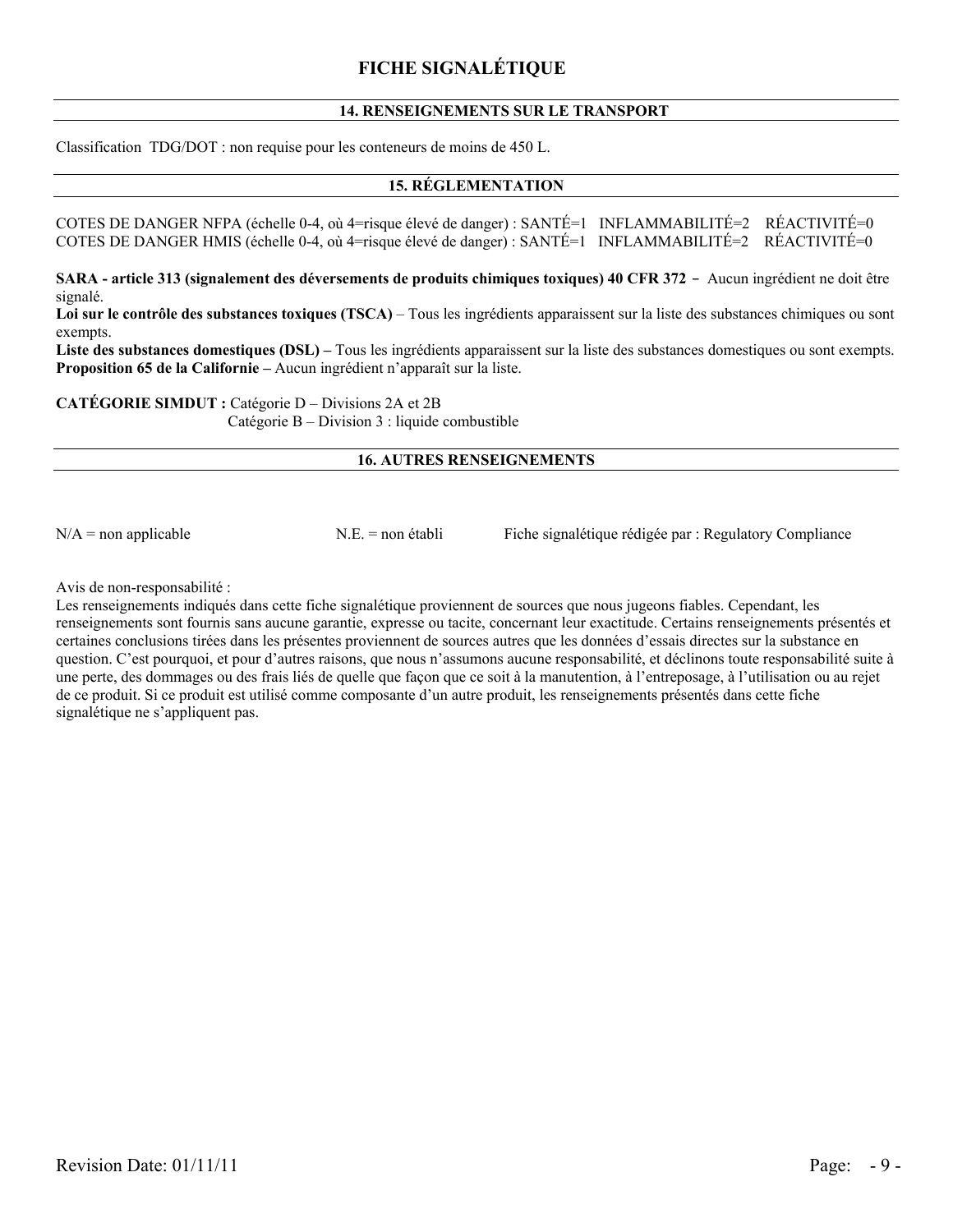# FICHE SIGNALÉTIQUE

## 14. RENSEIGNEMENTS SUR LE TRANSPORT

Classification TDG/DOT : non requise pour les conteneurs de moins de 450 L.

## 15. RÉGLEMENTATION

COTES DE DANGER NFPA (échelle 0-4, où 4=risque élevé de danger) : SANTÉ=1 INFLAMMABILITÉ=2 RÉACTIVITÉ=0
COTES DE DANGER HMIS (échelle 0-4, où 4=risque élevé de danger) : SANTÉ=1 INFLAMMABILITÉ=2 RÉACTIVITÉ=0

**SARA - article 313 (signalement des déversements de produits chimiques toxiques) 40 CFR 372 –** Aucun ingrédient ne doit être signalé.
**Loi sur le contrôle des substances toxiques (TSCA)** – Tous les ingrédients apparaissent sur la liste des substances chimiques ou sont exempts.
**Liste des substances domestiques (DSL) –** Tous les ingrédients apparaissent sur la liste des substances domestiques ou sont exempts.
**Proposition 65 de la Californie –** Aucun ingrédient n'apparaît sur la liste.

**CATÉGORIE SIMDUT :** Catégorie D – Divisions 2A et 2B
Catégorie B – Division 3 : liquide combustible

## 16. AUTRES RENSEIGNEMENTS

N/A = non applicable N.E. = non établi Fiche signalétique rédigée par : Regulatory Compliance

Avis de non-responsabilité :
Les renseignements indiqués dans cette fiche signalétique proviennent de sources que nous jugeons fiables. Cependant, les renseignements sont fournis sans aucune garantie, expresse ou tacite, concernant leur exactitude. Certains renseignements présentés et certaines conclusions tirées dans les présentes proviennent de sources autres que les données d'essais directes sur la substance en question. C'est pourquoi, et pour d'autres raisons, que nous n'assumons aucune responsabilité, et déclinons toute responsabilité suite à une perte, des dommages ou des frais liés de quelle que façon que ce soit à la manutention, à l'entreposage, à l'utilisation ou au rejet de ce produit. Si ce produit est utilisé comme composante d'un autre produit, les renseignements présentés dans cette fiche signalétique ne s'appliquent pas.

Revision Date: 01/11/11